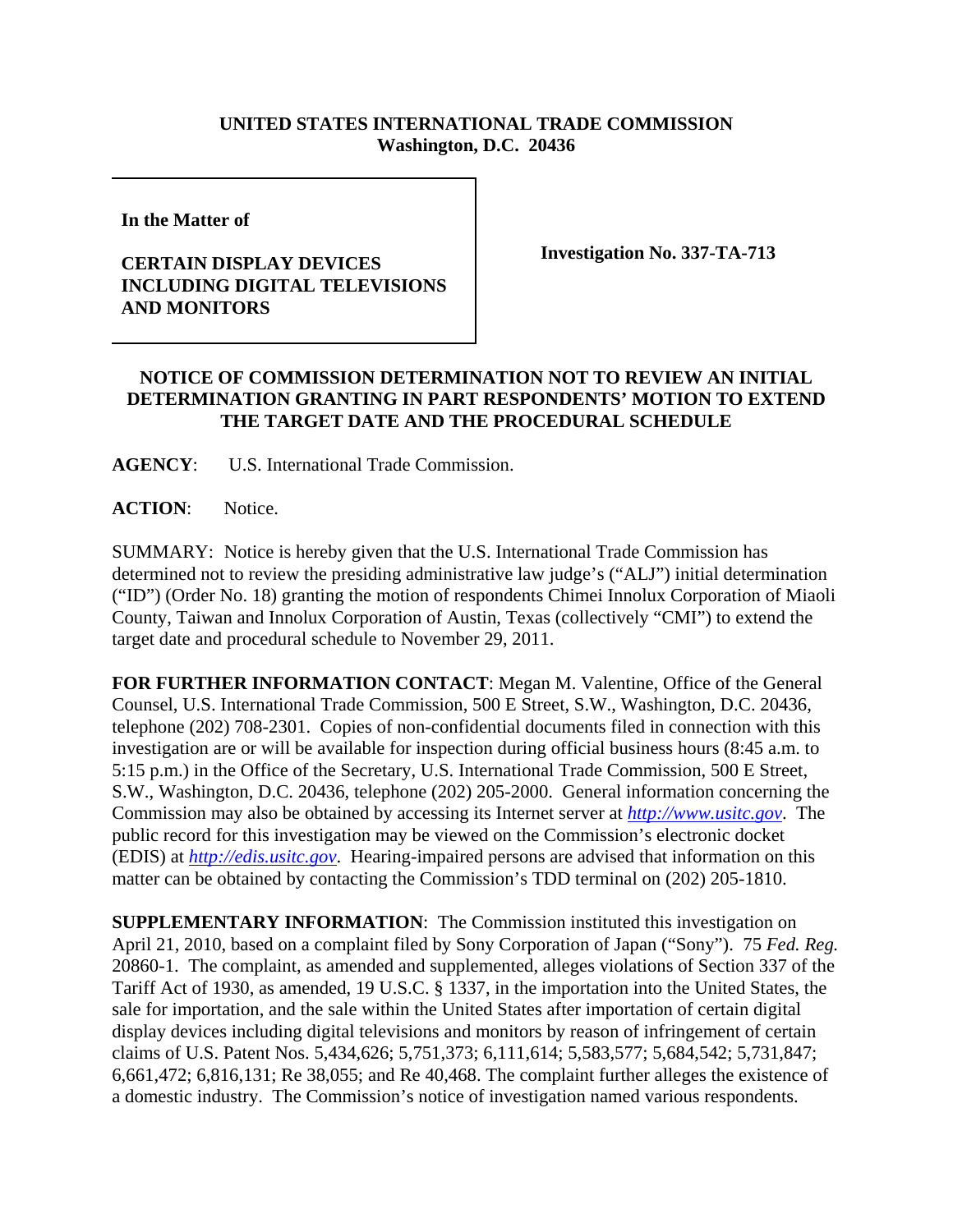**UNITED STATES INTERNATIONAL TRADE COMMISSION**
**Washington, D.C. 20436**

| **In the Matter of**<br><br>**CERTAIN DISPLAY DEVICES INCLUDING DIGITAL TELEVISIONS AND MONITORS** | **Investigation No. 337-TA-713** |
|---|---|

**NOTICE OF COMMISSION DETERMINATION NOT TO REVIEW AN INITIAL DETERMINATION GRANTING IN PART RESPONDENTS' MOTION TO EXTEND THE TARGET DATE AND THE PROCEDURAL SCHEDULE**

**AGENCY**: U.S. International Trade Commission.

**ACTION**: Notice.

SUMMARY: Notice is hereby given that the U.S. International Trade Commission has determined not to review the presiding administrative law judge's ("ALJ") initial determination ("ID") (Order No. 18) granting the motion of respondents Chimei Innolux Corporation of Miaoli County, Taiwan and Innolux Corporation of Austin, Texas (collectively "CMI") to extend the target date and procedural schedule to November 29, 2011.

**FOR FURTHER INFORMATION CONTACT**: Megan M. Valentine, Office of the General Counsel, U.S. International Trade Commission, 500 E Street, S.W., Washington, D.C. 20436, telephone (202) 708-2301. Copies of non-confidential documents filed in connection with this investigation are or will be available for inspection during official business hours (8:45 a.m. to 5:15 p.m.) in the Office of the Secretary, U.S. International Trade Commission, 500 E Street, S.W., Washington, D.C. 20436, telephone (202) 205-2000. General information concerning the Commission may also be obtained by accessing its Internet server at *http://www.usitc.gov*. The public record for this investigation may be viewed on the Commission's electronic docket (EDIS) at *http://edis.usitc.gov*. Hearing-impaired persons are advised that information on this matter can be obtained by contacting the Commission's TDD terminal on (202) 205-1810.

**SUPPLEMENTARY INFORMATION**: The Commission instituted this investigation on April 21, 2010, based on a complaint filed by Sony Corporation of Japan ("Sony"). 75 *Fed. Reg.* 20860-1. The complaint, as amended and supplemented, alleges violations of Section 337 of the Tariff Act of 1930, as amended, 19 U.S.C. § 1337, in the importation into the United States, the sale for importation, and the sale within the United States after importation of certain digital display devices including digital televisions and monitors by reason of infringement of certain claims of U.S. Patent Nos. 5,434,626; 5,751,373; 6,111,614; 5,583,577; 5,684,542; 5,731,847; 6,661,472; 6,816,131; Re 38,055; and Re 40,468. The complaint further alleges the existence of a domestic industry. The Commission's notice of investigation named various respondents.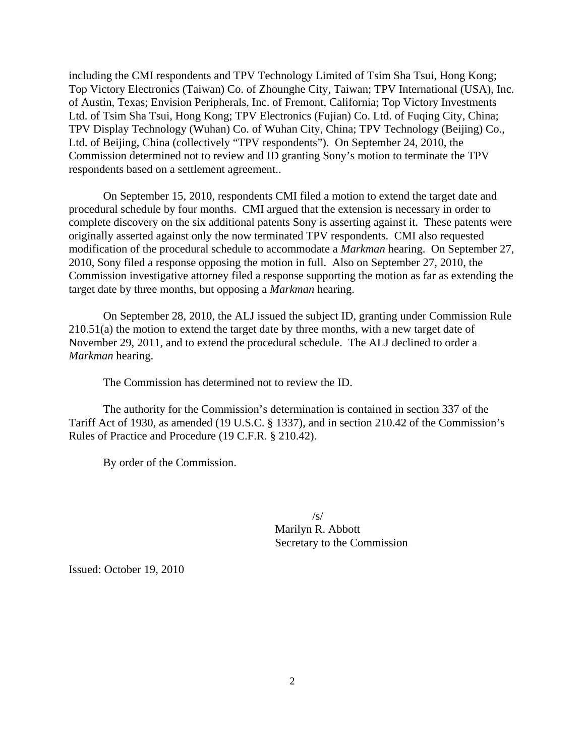including the CMI respondents and TPV Technology Limited of Tsim Sha Tsui, Hong Kong; Top Victory Electronics (Taiwan) Co. of Zhounghe City, Taiwan; TPV International (USA), Inc. of Austin, Texas; Envision Peripherals, Inc. of Fremont, California; Top Victory Investments Ltd. of Tsim Sha Tsui, Hong Kong; TPV Electronics (Fujian) Co. Ltd. of Fuqing City, China; TPV Display Technology (Wuhan) Co. of Wuhan City, China; TPV Technology (Beijing) Co., Ltd. of Beijing, China (collectively "TPV respondents"). On September 24, 2010, the Commission determined not to review and ID granting Sony's motion to terminate the TPV respondents based on a settlement agreement..

On September 15, 2010, respondents CMI filed a motion to extend the target date and procedural schedule by four months. CMI argued that the extension is necessary in order to complete discovery on the six additional patents Sony is asserting against it. These patents were originally asserted against only the now terminated TPV respondents. CMI also requested modification of the procedural schedule to accommodate a *Markman* hearing. On September 27, 2010, Sony filed a response opposing the motion in full. Also on September 27, 2010, the Commission investigative attorney filed a response supporting the motion as far as extending the target date by three months, but opposing a *Markman* hearing.

On September 28, 2010, the ALJ issued the subject ID, granting under Commission Rule 210.51(a) the motion to extend the target date by three months, with a new target date of November 29, 2011, and to extend the procedural schedule. The ALJ declined to order a *Markman* hearing.

The Commission has determined not to review the ID.

The authority for the Commission's determination is contained in section 337 of the Tariff Act of 1930, as amended (19 U.S.C. § 1337), and in section 210.42 of the Commission's Rules of Practice and Procedure (19 C.F.R. § 210.42).

By order of the Commission.

/s/
Marilyn R. Abbott
Secretary to the Commission

Issued: October 19, 2010